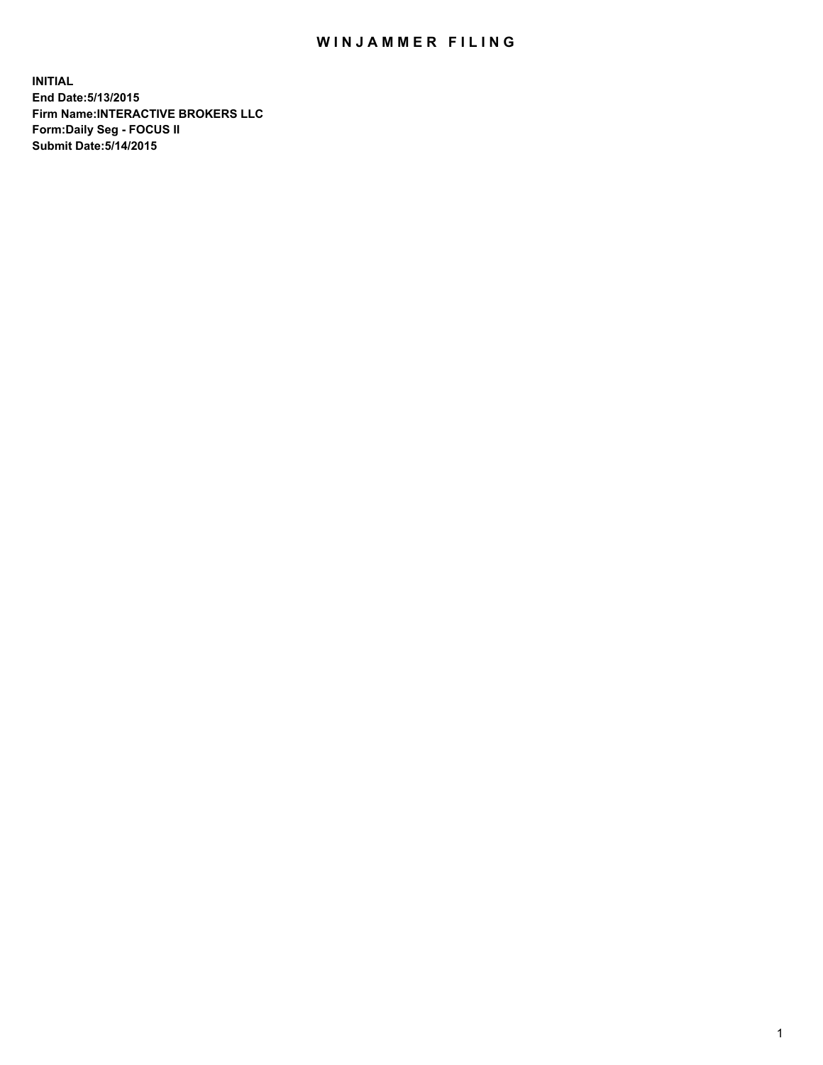# WINJAMMER FILING

**INITIAL**
**End Date:5/13/2015**
**Firm Name:INTERACTIVE BROKERS LLC**
**Form:Daily Seg - FOCUS II**
**Submit Date:5/14/2015**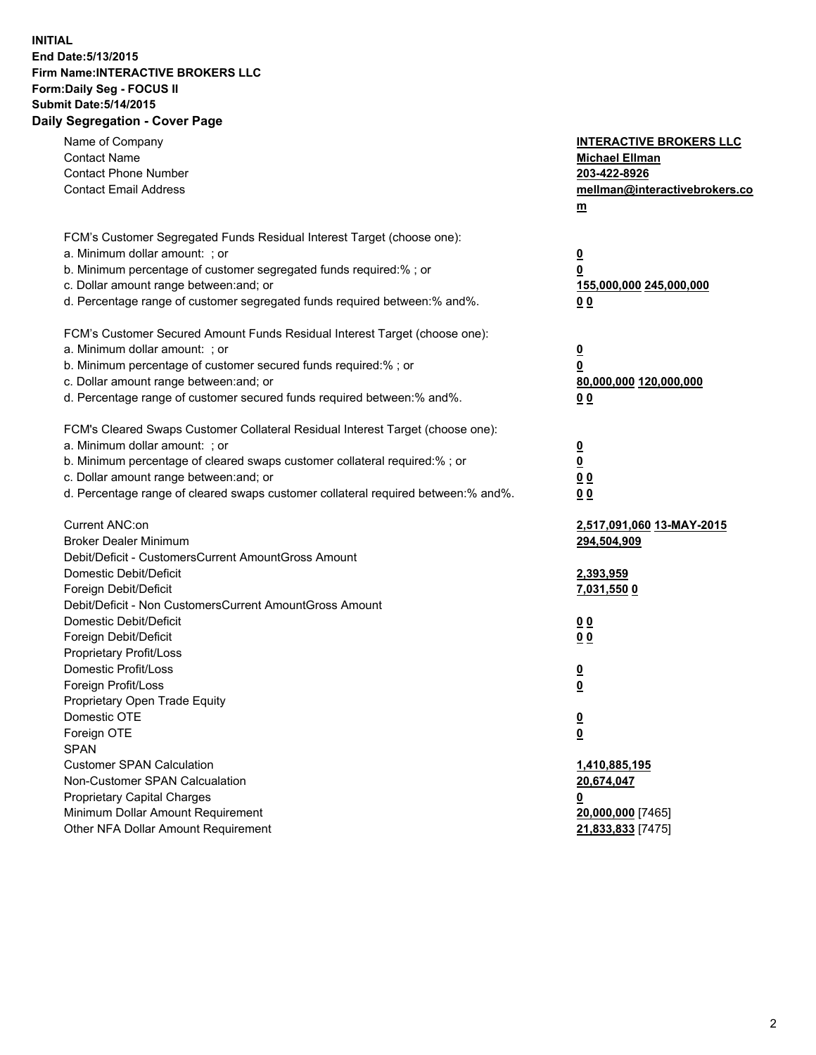**INITIAL**
**End Date:5/13/2015**
**Firm Name:INTERACTIVE BROKERS LLC**
**Form:Daily Seg - FOCUS II**
**Submit Date:5/14/2015**

## Daily Segregation - Cover Page

| | |
|---|---|
| Name of Company | **INTERACTIVE BROKERS LLC** |
| Contact Name | **Michael Ellman** |
| Contact Phone Number | **203-422-8926** |
| Contact Email Address | **mellman@interactivebrokers.com** |
| FCM's Customer Segregated Funds Residual Interest Target (choose one): | |
| a. Minimum dollar amount: ; or | **0** |
| b. Minimum percentage of customer segregated funds required:% ; or | **0** |
| c. Dollar amount range between:and; or | **155,000,000** **245,000,000** |
| d. Percentage range of customer segregated funds required between:% and%. | **0** **0** |
| FCM's Customer Secured Amount Funds Residual Interest Target (choose one): | |
| a. Minimum dollar amount: ; or | **0** |
| b. Minimum percentage of customer secured funds required:% ; or | **0** |
| c. Dollar amount range between:and; or | **80,000,000** **120,000,000** |
| d. Percentage range of customer secured funds required between:% and%. | **0** **0** |
| FCM's Cleared Swaps Customer Collateral Residual Interest Target (choose one): | |
| a. Minimum dollar amount: ; or | **0** |
| b. Minimum percentage of cleared swaps customer collateral required:% ; or | **0** |
| c. Dollar amount range between:and; or | **0** **0** |
| d. Percentage range of cleared swaps customer collateral required between:% and%. | **0** **0** |
| Current ANC:on | **2,517,091,060** **13-MAY-2015** |
| Broker Dealer Minimum | **294,504,909** |
| Debit/Deficit - CustomersCurrent AmountGross Amount | |
| Domestic Debit/Deficit | **2,393,959** |
| Foreign Debit/Deficit | **7,031,550** **0** |
| Debit/Deficit - Non CustomersCurrent AmountGross Amount | |
| Domestic Debit/Deficit | **0** **0** |
| Foreign Debit/Deficit | **0** **0** |
| Proprietary Profit/Loss | |
| Domestic Profit/Loss | **0** |
| Foreign Profit/Loss | **0** |
| Proprietary Open Trade Equity | |
| Domestic OTE | **0** |
| Foreign OTE | **0** |
| SPAN | |
| Customer SPAN Calculation | **1,410,885,195** |
| Non-Customer SPAN Calcualation | **20,674,047** |
| Proprietary Capital Charges | **0** |
| Minimum Dollar Amount Requirement | **20,000,000** [7465] |
| Other NFA Dollar Amount Requirement | **21,833,833** [7475] |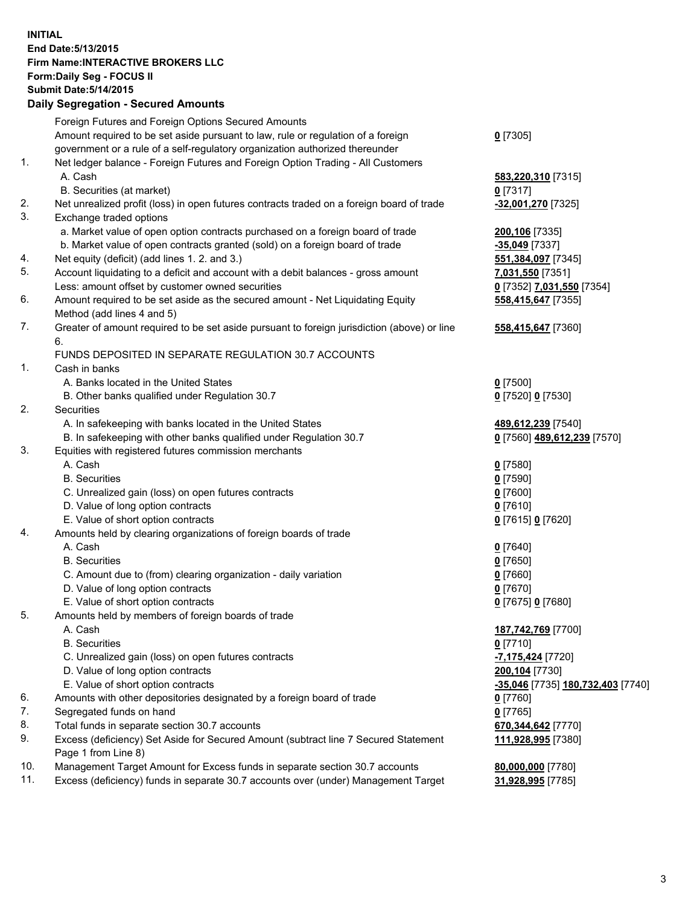**INITIAL**
**End Date:5/13/2015**
**Firm Name:INTERACTIVE BROKERS LLC**
**Form:Daily Seg - FOCUS II**
**Submit Date:5/14/2015**

## Daily Segregation - Secured Amounts

| | | |
|---|---|---|
| | Foreign Futures and Foreign Options Secured Amounts | |
| | Amount required to be set aside pursuant to law, rule or regulation of a foreign government or a rule of a self-regulatory organization authorized thereunder | **0** [7305] |
| 1. | Net ledger balance - Foreign Futures and Foreign Option Trading - All Customers | |
| | A. Cash | **583,220,310** [7315] |
| | B. Securities (at market) | **0** [7317] |
| 2. | Net unrealized profit (loss) in open futures contracts traded on a foreign board of trade | **-32,001,270** [7325] |
| 3. | Exchange traded options | |
| | a. Market value of open option contracts purchased on a foreign board of trade | **200,106** [7335] |
| | b. Market value of open contracts granted (sold) on a foreign board of trade | **-35,049** [7337] |
| 4. | Net equity (deficit) (add lines 1. 2. and 3.) | **551,384,097** [7345] |
| 5. | Account liquidating to a deficit and account with a debit balances - gross amount | **7,031,550** [7351] |
| | Less: amount offset by customer owned securities | **0** [7352] **7,031,550** [7354] |
| 6. | Amount required to be set aside as the secured amount - Net Liquidating Equity Method (add lines 4 and 5) | **558,415,647** [7355] |
| 7. | Greater of amount required to be set aside pursuant to foreign jurisdiction (above) or line 6. | **558,415,647** [7360] |
| | FUNDS DEPOSITED IN SEPARATE REGULATION 30.7 ACCOUNTS | |
| 1. | Cash in banks | |
| | A. Banks located in the United States | **0** [7500] |
| | B. Other banks qualified under Regulation 30.7 | **0** [7520] **0** [7530] |
| 2. | Securities | |
| | A. In safekeeping with banks located in the United States | **489,612,239** [7540] |
| | B. In safekeeping with other banks qualified under Regulation 30.7 | **0** [7560] **489,612,239** [7570] |
| 3. | Equities with registered futures commission merchants | |
| | A. Cash | **0** [7580] |
| | B. Securities | **0** [7590] |
| | C. Unrealized gain (loss) on open futures contracts | **0** [7600] |
| | D. Value of long option contracts | **0** [7610] |
| | E. Value of short option contracts | **0** [7615] **0** [7620] |
| 4. | Amounts held by clearing organizations of foreign boards of trade | |
| | A. Cash | **0** [7640] |
| | B. Securities | **0** [7650] |
| | C. Amount due to (from) clearing organization - daily variation | **0** [7660] |
| | D. Value of long option contracts | **0** [7670] |
| | E. Value of short option contracts | **0** [7675] **0** [7680] |
| 5. | Amounts held by members of foreign boards of trade | |
| | A. Cash | **187,742,769** [7700] |
| | B. Securities | **0** [7710] |
| | C. Unrealized gain (loss) on open futures contracts | **-7,175,424** [7720] |
| | D. Value of long option contracts | **200,104** [7730] |
| | E. Value of short option contracts | **-35,046** [7735] **180,732,403** [7740] |
| 6. | Amounts with other depositories designated by a foreign board of trade | **0** [7760] |
| 7. | Segregated funds on hand | **0** [7765] |
| 8. | Total funds in separate section 30.7 accounts | **670,344,642** [7770] |
| 9. | Excess (deficiency) Set Aside for Secured Amount (subtract line 7 Secured Statement Page 1 from Line 8) | **111,928,995** [7380] |
| 10. | Management Target Amount for Excess funds in separate section 30.7 accounts | **80,000,000** [7780] |
| 11. | Excess (deficiency) funds in separate 30.7 accounts over (under) Management Target | **31,928,995** [7785] |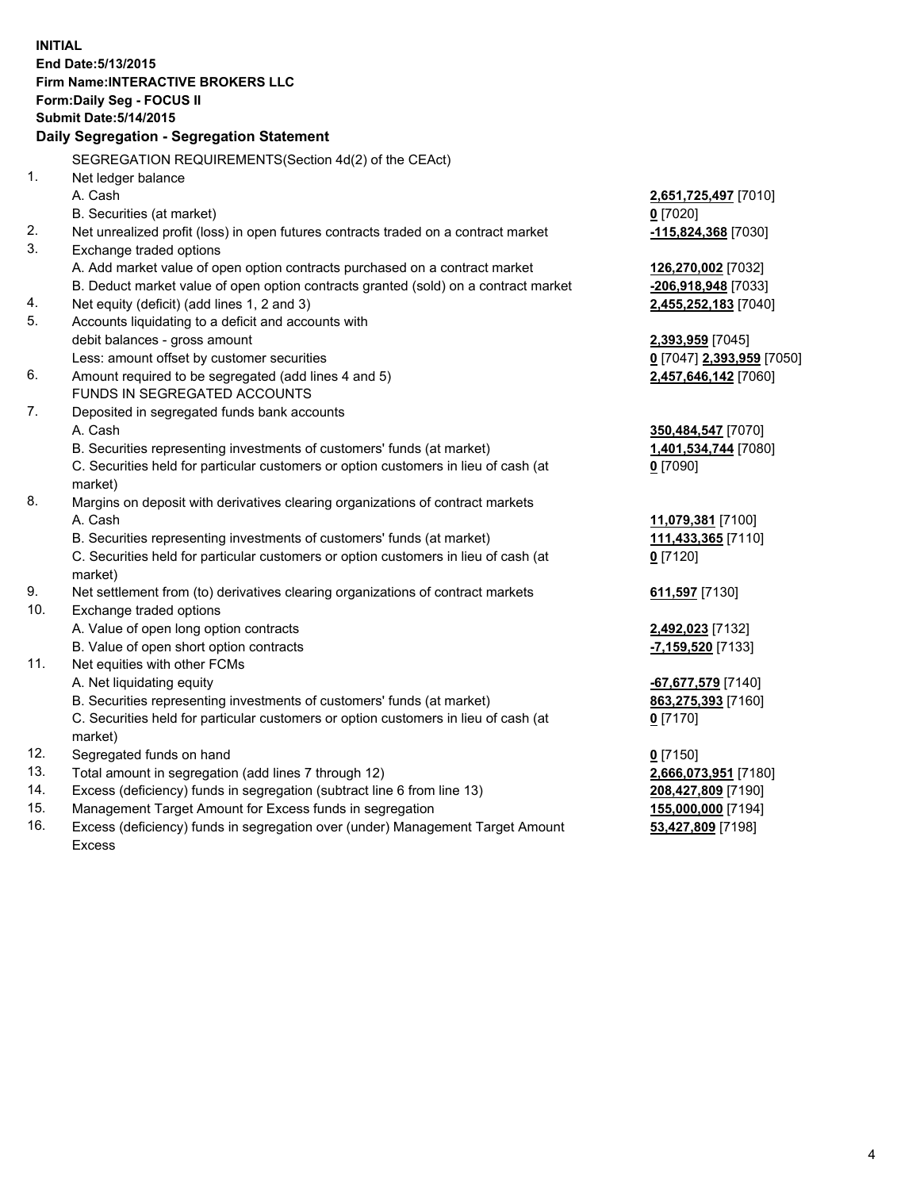**INITIAL**
**End Date:5/13/2015**
**Firm Name:INTERACTIVE BROKERS LLC**
**Form:Daily Seg - FOCUS II**
**Submit Date:5/14/2015**

## Daily Segregation - Segregation Statement

SEGREGATION REQUIREMENTS(Section 4d(2) of the CEAct)

| | | |
|---|---|---|
| 1. | Net ledger balance | |
| | A. Cash | 2,651,725,497 [7010] |
| | B. Securities (at market) | 0 [7020] |
| 2. | Net unrealized profit (loss) in open futures contracts traded on a contract market | -115,824,368 [7030] |
| 3. | Exchange traded options | |
| | A. Add market value of open option contracts purchased on a contract market | 126,270,002 [7032] |
| | B. Deduct market value of open option contracts granted (sold) on a contract market | -206,918,948 [7033] |
| 4. | Net equity (deficit) (add lines 1, 2 and 3) | 2,455,252,183 [7040] |
| 5. | Accounts liquidating to a deficit and accounts with debit balances - gross amount | 2,393,959 [7045] |
| | Less: amount offset by customer securities | 0 [7047] 2,393,959 [7050] |
| 6. | Amount required to be segregated (add lines 4 and 5) | 2,457,646,142 [7060] |
| | FUNDS IN SEGREGATED ACCOUNTS | |
| 7. | Deposited in segregated funds bank accounts | |
| | A. Cash | 350,484,547 [7070] |
| | B. Securities representing investments of customers' funds (at market) | 1,401,534,744 [7080] |
| | C. Securities held for particular customers or option customers in lieu of cash (at market) | 0 [7090] |
| 8. | Margins on deposit with derivatives clearing organizations of contract markets | |
| | A. Cash | 11,079,381 [7100] |
| | B. Securities representing investments of customers' funds (at market) | 111,433,365 [7110] |
| | C. Securities held for particular customers or option customers in lieu of cash (at market) | 0 [7120] |
| 9. | Net settlement from (to) derivatives clearing organizations of contract markets | 611,597 [7130] |
| 10. | Exchange traded options | |
| | A. Value of open long option contracts | 2,492,023 [7132] |
| | B. Value of open short option contracts | -7,159,520 [7133] |
| 11. | Net equities with other FCMs | |
| | A. Net liquidating equity | -67,677,579 [7140] |
| | B. Securities representing investments of customers' funds (at market) | 863,275,393 [7160] |
| | C. Securities held for particular customers or option customers in lieu of cash (at market) | 0 [7170] |
| 12. | Segregated funds on hand | 0 [7150] |
| 13. | Total amount in segregation (add lines 7 through 12) | 2,666,073,951 [7180] |
| 14. | Excess (deficiency) funds in segregation (subtract line 6 from line 13) | 208,427,809 [7190] |
| 15. | Management Target Amount for Excess funds in segregation | 155,000,000 [7194] |
| 16. | Excess (deficiency) funds in segregation over (under) Management Target Amount Excess | 53,427,809 [7198] |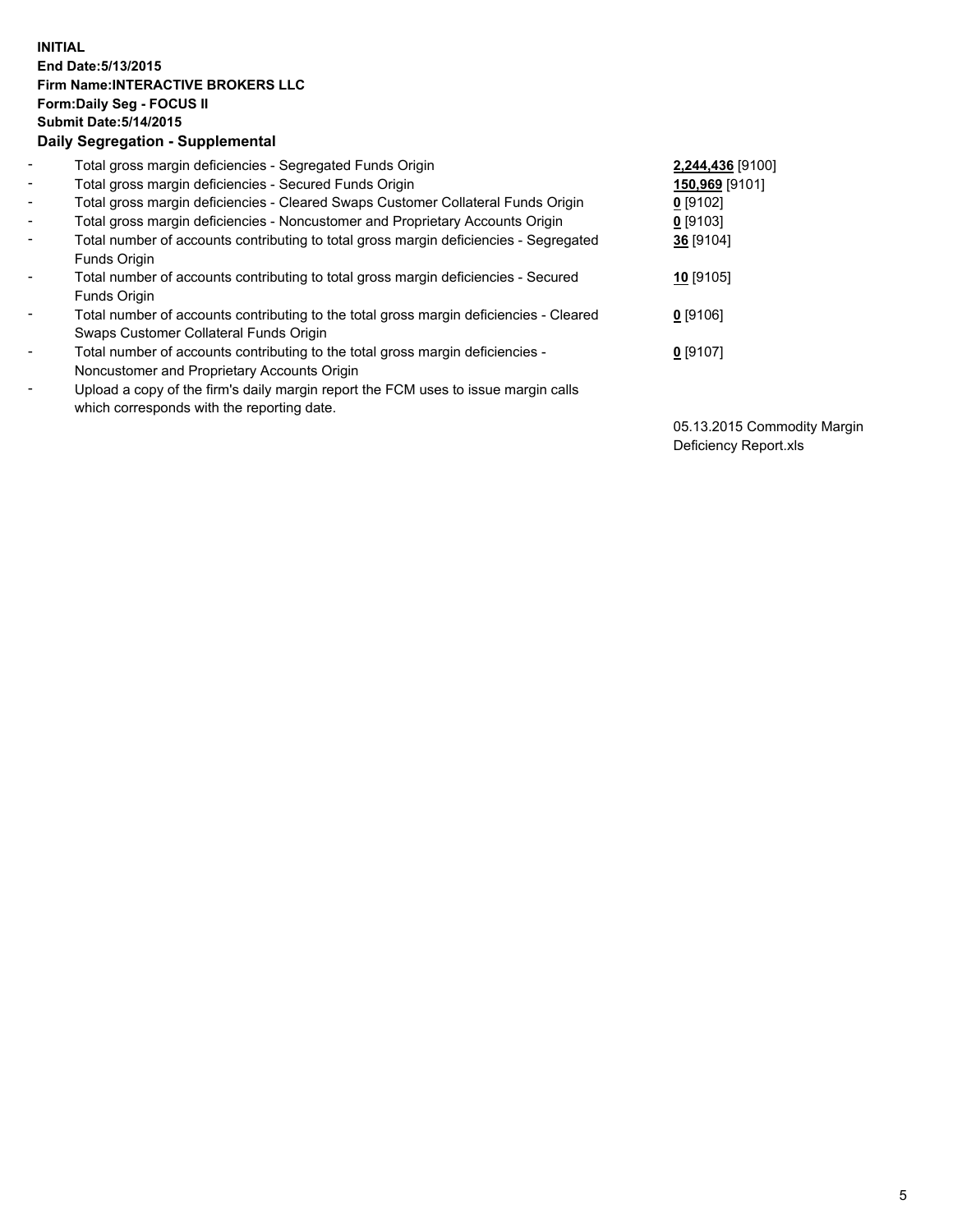**INITIAL**
**End Date:5/13/2015**
**Firm Name:INTERACTIVE BROKERS LLC**
**Form:Daily Seg - FOCUS II**
**Submit Date:5/14/2015**

**Daily Segregation - Supplemental**

| | | |
|---|---|---|
| - | Total gross margin deficiencies - Segregated Funds Origin | **2,244,436** [9100] |
| - | Total gross margin deficiencies - Secured Funds Origin | **150,969** [9101] |
| - | Total gross margin deficiencies - Cleared Swaps Customer Collateral Funds Origin | **0** [9102] |
| - | Total gross margin deficiencies - Noncustomer and Proprietary Accounts Origin | **0** [9103] |
| - | Total number of accounts contributing to total gross margin deficiencies - Segregated Funds Origin | **36** [9104] |
| - | Total number of accounts contributing to total gross margin deficiencies - Secured Funds Origin | **10** [9105] |
| - | Total number of accounts contributing to the total gross margin deficiencies - Cleared Swaps Customer Collateral Funds Origin | **0** [9106] |
| - | Total number of accounts contributing to the total gross margin deficiencies - Noncustomer and Proprietary Accounts Origin | **0** [9107] |
| - | Upload a copy of the firm's daily margin report the FCM uses to issue margin calls which corresponds with the reporting date. | 05.13.2015 Commodity Margin Deficiency Report.xls |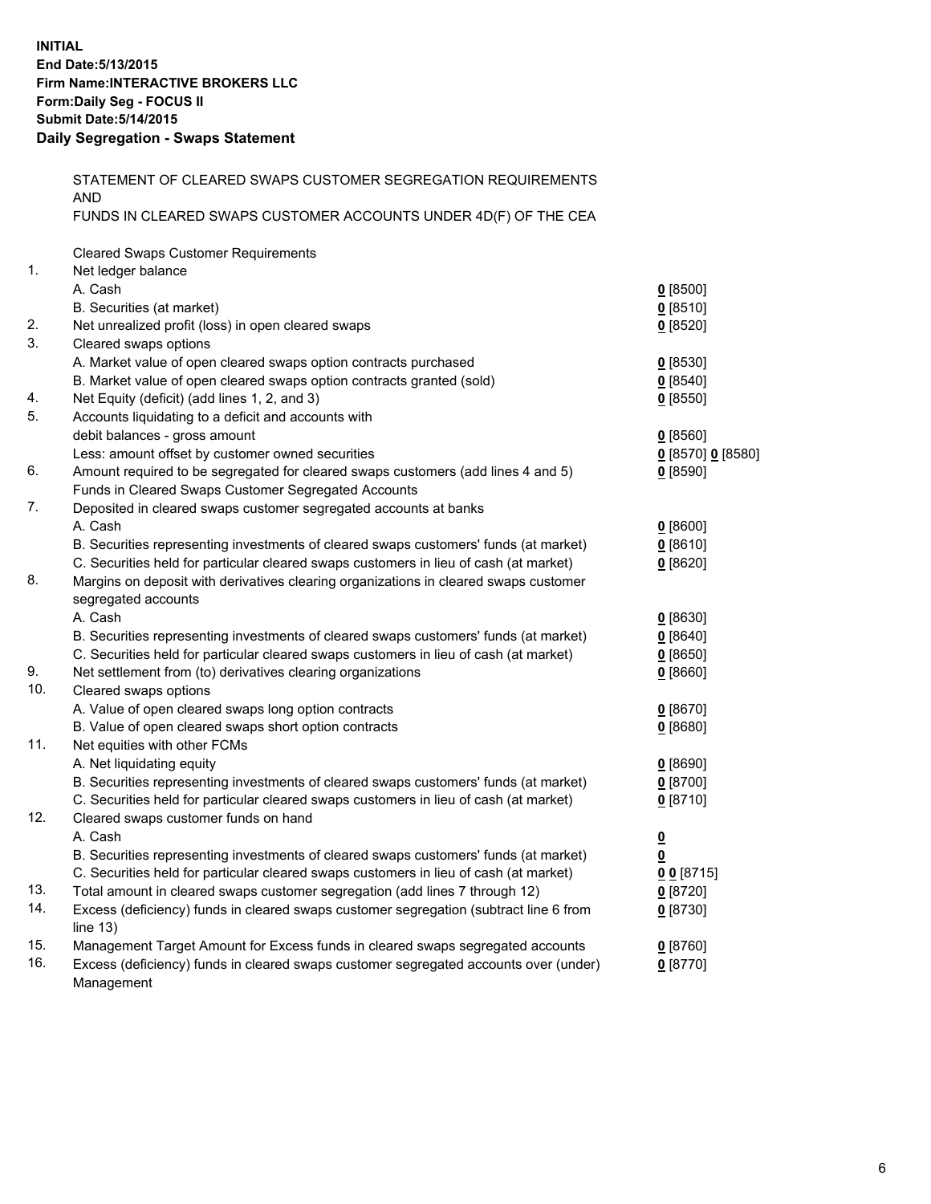**INITIAL**
**End Date:5/13/2015**
**Firm Name:INTERACTIVE BROKERS LLC**
**Form:Daily Seg - FOCUS II**
**Submit Date:5/14/2015**
**Daily Segregation - Swaps Statement**

STATEMENT OF CLEARED SWAPS CUSTOMER SEGREGATION REQUIREMENTS AND FUNDS IN CLEARED SWAPS CUSTOMER ACCOUNTS UNDER 4D(F) OF THE CEA

| | | |
|---|---|---|
| | Cleared Swaps Customer Requirements | |
| 1. | Net ledger balance | |
| | A. Cash | 0 [8500] |
| | B. Securities (at market) | 0 [8510] |
| 2. | Net unrealized profit (loss) in open cleared swaps | 0 [8520] |
| 3. | Cleared swaps options | |
| | A. Market value of open cleared swaps option contracts purchased | 0 [8530] |
| | B. Market value of open cleared swaps option contracts granted (sold) | 0 [8540] |
| 4. | Net Equity (deficit) (add lines 1, 2, and 3) | 0 [8550] |
| 5. | Accounts liquidating to a deficit and accounts with debit balances - gross amount | 0 [8560] |
| | Less: amount offset by customer owned securities | 0 [8570] 0 [8580] |
| 6. | Amount required to be segregated for cleared swaps customers (add lines 4 and 5) | 0 [8590] |
| | Funds in Cleared Swaps Customer Segregated Accounts | |
| 7. | Deposited in cleared swaps customer segregated accounts at banks | |
| | A. Cash | 0 [8600] |
| | B. Securities representing investments of cleared swaps customers' funds (at market) | 0 [8610] |
| | C. Securities held for particular cleared swaps customers in lieu of cash (at market) | 0 [8620] |
| 8. | Margins on deposit with derivatives clearing organizations in cleared swaps customer segregated accounts | |
| | A. Cash | 0 [8630] |
| | B. Securities representing investments of cleared swaps customers' funds (at market) | 0 [8640] |
| | C. Securities held for particular cleared swaps customers in lieu of cash (at market) | 0 [8650] |
| 9. | Net settlement from (to) derivatives clearing organizations | 0 [8660] |
| 10. | Cleared swaps options | |
| | A. Value of open cleared swaps long option contracts | 0 [8670] |
| | B. Value of open cleared swaps short option contracts | 0 [8680] |
| 11. | Net equities with other FCMs | |
| | A. Net liquidating equity | 0 [8690] |
| | B. Securities representing investments of cleared swaps customers' funds (at market) | 0 [8700] |
| | C. Securities held for particular cleared swaps customers in lieu of cash (at market) | 0 [8710] |
| 12. | Cleared swaps customer funds on hand | |
| | A. Cash | 0 |
| | B. Securities representing investments of cleared swaps customers' funds (at market) | 0 |
| | C. Securities held for particular cleared swaps customers in lieu of cash (at market) | 0 0 [8715] |
| 13. | Total amount in cleared swaps customer segregation (add lines 7 through 12) | 0 [8720] |
| 14. | Excess (deficiency) funds in cleared swaps customer segregation (subtract line 6 from line 13) | 0 [8730] |
| 15. | Management Target Amount for Excess funds in cleared swaps segregated accounts | 0 [8760] |
| 16. | Excess (deficiency) funds in cleared swaps customer segregated accounts over (under) Management | 0 [8770] |